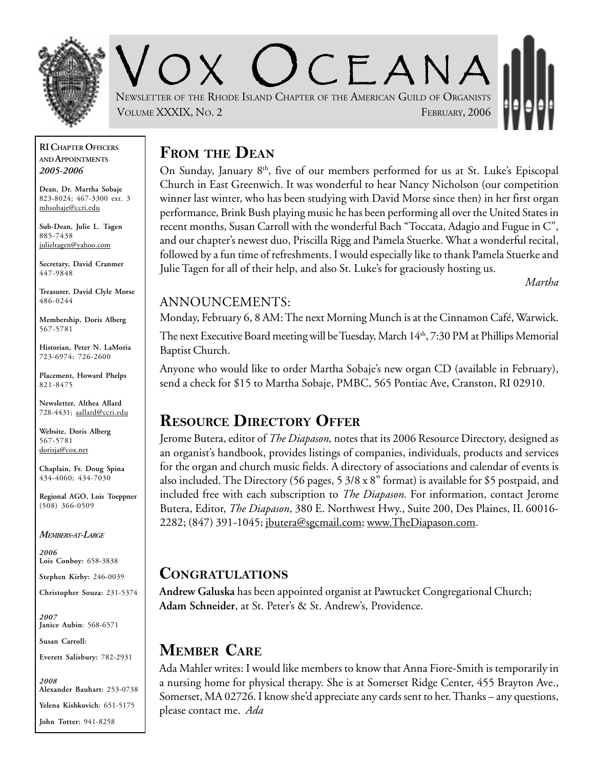# VOX OCEANA

NEWSLETTER OF THE RHODE ISLAND CHAPTER OF THE AMERICAN GUILD OF ORGANISTS

VOLUME XXXIX, NO. 2 FEBRUARY, 2006

## FROM THE DEAN

On Sunday, January 8th, five of our members performed for us at St. Luke's Episcopal Church in East Greenwich. It was wonderful to hear Nancy Nicholson (our competition winner last winter, who has been studying with David Morse since then) in her first organ performance, Brink Bush playing music he has been performing all over the United States in recent months, Susan Carroll with the wonderful Bach "Toccata, Adagio and Fugue in C", and our chapter's newest duo, Priscilla Rigg and Pamela Stuerke. What a wonderful recital, followed by a fun time of refreshments. I would especially like to thank Pamela Stuerke and Julie Tagen for all of their help, and also St. Luke's for graciously hosting us.

*Martha*

### ANNOUNCEMENTS:

Monday, February 6, 8 AM: The next Morning Munch is at the Cinnamon Café, Warwick.

The next Executive Board meeting will be Tuesday, March 14th, 7:30 PM at Phillips Memorial Baptist Church.

Anyone who would like to order Martha Sobaje's new organ CD (available in February), send a check for $15 to Martha Sobaje, PMBC, 565 Pontiac Ave, Cranston, RI 02910.

## RESOURCE DIRECTORY OFFER

Jerome Butera, editor of *The Diapason,* notes that its 2006 Resource Directory, designed as an organist's handbook, provides listings of companies, individuals, products and services for the organ and church music fields. A directory of associations and calendar of events is also included. The Directory (56 pages, 5 3/8 x 8" format) is available for $5 postpaid, and included free with each subscription to *The Diapason*. For information, contact Jerome Butera, Editor, *The Diapason*, 380 E. Northwest Hwy., Suite 200, Des Plaines, IL 60016-2282; (847) 391-1045; jbutera@sgcmail.com; www.TheDiapason.com.

## CONGRATULATIONS

**Andrew Galuska** has been appointed organist at Pawtucket Congregational Church; **Adam Schneider**, at St. Peter's & St. Andrew's, Providence.

## MEMBER CARE

Ada Mahler writes: I would like members to know that Anna Fiore-Smith is temporarily in a nursing home for physical therapy. She is at Somerset Ridge Center, 455 Brayton Ave., Somerset, MA 02726. I know she'd appreciate any cards sent to her. Thanks – any questions, please contact me. *Ada*

---

**RI CHAPTER OFFICERS AND APPOINTMENTS**
***2005-2006***

**Dean, Dr. Martha Sobaje**
823-8024; 467-3300 ext. 3
mhsobaje@ccri.edu

**Sub-Dean, Julie L. Tagen**
885-7438
julieltagen@yahoo.com

**Secretary, David Cranmer**
447-9848

**Treasurer, David Clyle Morse**
486-0244

**Membership, Doris Alberg**
567-5781

**Historian, Peter N. LaMoria**
723-6974; 726-2600

**Placement, Howard Phelps**
821-8475

**Newsletter, Althea Allard**
728-4431; aallard@ccri.edu

**Website, Doris Alberg**
567-5781
dorisja@cox.net

**Chaplain, Fr. Doug Spina**
434-4060; 434-7030

**Regional AGO, Lois Toeppner**
(508) 366-0509

***MEMBERS-AT-LARGE***

***2006***
**Lois Conboy:** 658-3838
**Stephen Kirby:** 246-0039
**Christopher Souza:** 231-5374

***2007***
**Janice Aubin**: 568-6571
**Susan Carroll:**
**Everett Salisbury:** 782-2931

***2008***
**Alexander Bauhart:** 253-0738
**Yelena Kishkovich:** 651-5175
**John Totter:** 941-8258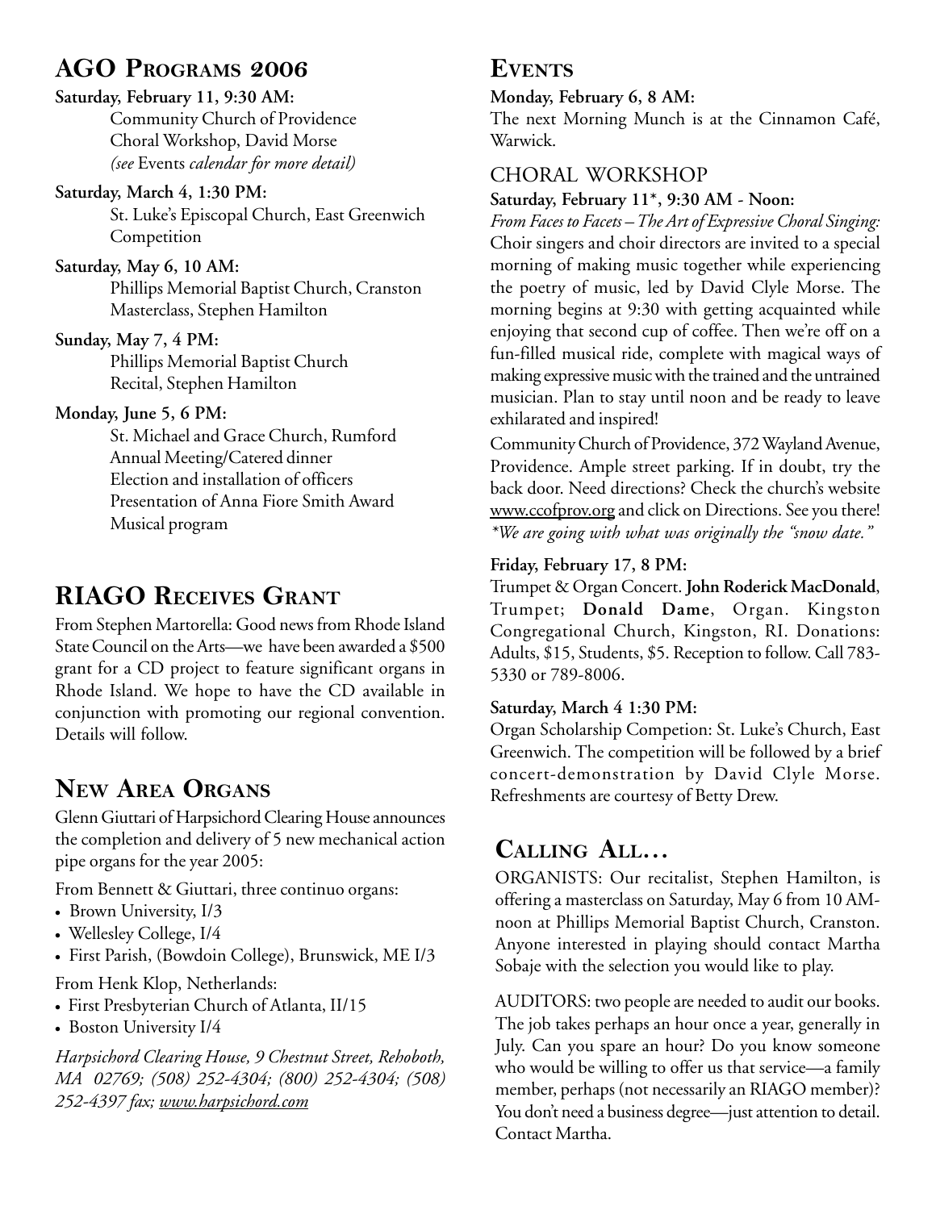## AGO Programs 2006

**Saturday, February 11, 9:30 AM:**
Community Church of Providence
Choral Workshop, David Morse
*(see* Events *calendar for more detail)*

**Saturday, March 4, 1:30 PM:**
St. Luke's Episcopal Church, East Greenwich
Competition

**Saturday, May 6, 10 AM:**
Phillips Memorial Baptist Church, Cranston
Masterclass, Stephen Hamilton

**Sunday, May 7, 4 PM:**
Phillips Memorial Baptist Church
Recital, Stephen Hamilton

**Monday, June 5, 6 PM:**
St. Michael and Grace Church, Rumford
Annual Meeting/Catered dinner
Election and installation of officers
Presentation of Anna Fiore Smith Award
Musical program

## RIAGO Receives Grant

From Stephen Martorella: Good news from Rhode Island State Council on the Arts—we have been awarded a $500 grant for a CD project to feature significant organs in Rhode Island. We hope to have the CD available in conjunction with promoting our regional convention. Details will follow.

## New Area Organs

Glenn Giuttari of Harpsichord Clearing House announces the completion and delivery of 5 new mechanical action pipe organs for the year 2005:

From Bennett & Giuttari, three continuo organs:

- Brown University, I/3
- Wellesley College, I/4
- First Parish, (Bowdoin College), Brunswick, ME I/3

From Henk Klop, Netherlands:

- First Presbyterian Church of Atlanta, II/15
- Boston University I/4

*Harpsichord Clearing House, 9 Chestnut Street, Rehoboth, MA 02769; (508) 252-4304; (800) 252-4304; (508) 252-4397 fax; www.harpsichord.com*

## Events

**Monday, February 6, 8 AM:**
The next Morning Munch is at the Cinnamon Café, Warwick.

### CHORAL WORKSHOP

**Saturday, February 11*, 9:30 AM - Noon:**
*From Faces to Facets – The Art of Expressive Choral Singing:* Choir singers and choir directors are invited to a special morning of making music together while experiencing the poetry of music, led by David Clyle Morse. The morning begins at 9:30 with getting acquainted while enjoying that second cup of coffee. Then we're off on a fun-filled musical ride, complete with magical ways of making expressive music with the trained and the untrained musician. Plan to stay until noon and be ready to leave exhilarated and inspired!

Community Church of Providence, 372 Wayland Avenue, Providence. Ample street parking. If in doubt, try the back door. Need directions? Check the church's website www.ccofprov.org and click on Directions. See you there!
*\*We are going with what was originally the "snow date."*

**Friday, February 17, 8 PM:**
Trumpet & Organ Concert. **John Roderick MacDonald**, Trumpet; **Donald Dame**, Organ. Kingston Congregational Church, Kingston, RI. Donations: Adults, $15, Students, $5. Reception to follow. Call 783-5330 or 789-8006.

**Saturday, March 4 1:30 PM:**
Organ Scholarship Competion: St. Luke's Church, East Greenwich. The competition will be followed by a brief concert-demonstration by David Clyle Morse. Refreshments are courtesy of Betty Drew.

## Calling All…

ORGANISTS: Our recitalist, Stephen Hamilton, is offering a masterclass on Saturday, May 6 from 10 AM-noon at Phillips Memorial Baptist Church, Cranston. Anyone interested in playing should contact Martha Sobaje with the selection you would like to play.

AUDITORS: two people are needed to audit our books. The job takes perhaps an hour once a year, generally in July. Can you spare an hour? Do you know someone who would be willing to offer us that service—a family member, perhaps (not necessarily an RIAGO member)? You don't need a business degree—just attention to detail. Contact Martha.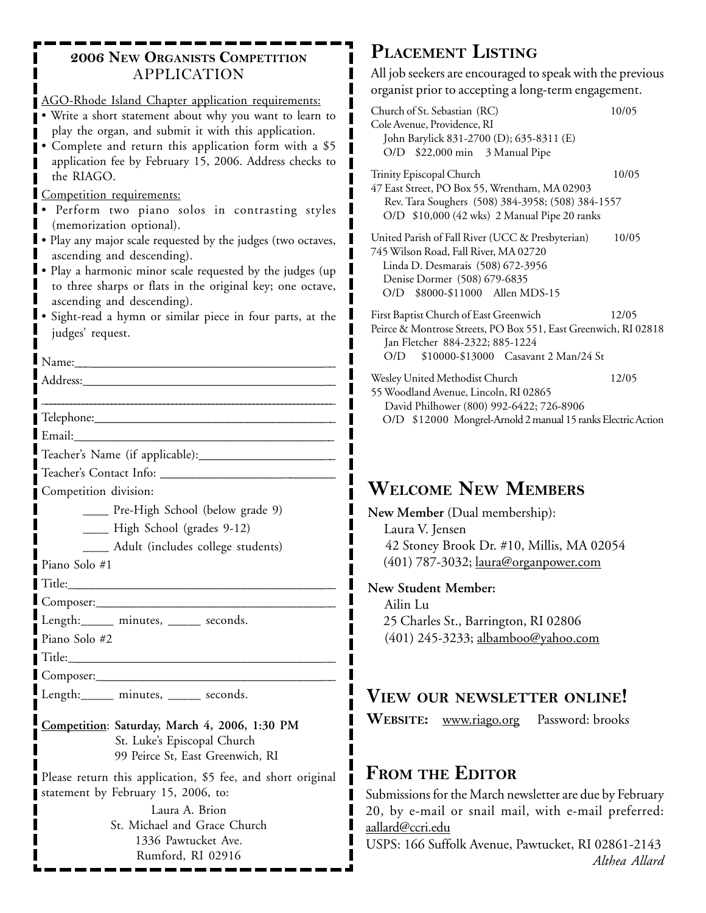## 2006 New Organists Competition
### APPLICATION

AGO-Rhode Island Chapter application requirements:

- Write a short statement about why you want to learn to play the organ, and submit it with this application.
- Complete and return this application form with a $5 application fee by February 15, 2006. Address checks to the RIAGO.

Competition requirements:

- Perform two piano solos in contrasting styles (memorization optional).
- Play any major scale requested by the judges (two octaves, ascending and descending).
- Play a harmonic minor scale requested by the judges (up to three sharps or flats in the original key; one octave, ascending and descending).
- Sight-read a hymn or similar piece in four parts, at the judges' request.

Name:\_\_\_\_\_\_\_\_\_\_\_\_\_\_\_\_\_\_\_\_\_\_\_\_\_\_\_\_\_\_\_\_\_\_\_\_\_\_\_\_

Address:\_\_\_\_\_\_\_\_\_\_\_\_\_\_\_\_\_\_\_\_\_\_\_\_\_\_\_\_\_\_\_\_\_\_\_\_\_\_

\_\_\_\_\_\_\_\_\_\_\_\_\_\_\_\_\_\_\_\_\_\_\_\_\_\_\_\_\_\_\_\_\_\_\_\_\_\_\_\_\_\_\_\_\_\_

Telephone:\_\_\_\_\_\_\_\_\_\_\_\_\_\_\_\_\_\_\_\_\_\_\_\_\_\_\_\_\_\_\_\_\_\_\_\_

Email:\_\_\_\_\_\_\_\_\_\_\_\_\_\_\_\_\_\_\_\_\_\_\_\_\_\_\_\_\_\_\_\_\_\_\_\_\_\_\_\_

Teacher's Name (if applicable):\_\_\_\_\_\_\_\_\_\_\_\_\_\_\_\_\_\_\_\_

Teacher's Contact Info: \_\_\_\_\_\_\_\_\_\_\_\_\_\_\_\_\_\_\_\_\_\_\_\_\_

Competition division:

\_\_\_\_ Pre-High School (below grade 9)

\_\_\_\_ High School (grades 9-12)

\_\_\_\_ Adult (includes college students)

Piano Solo #1

Title:\_\_\_\_\_\_\_\_\_\_\_\_\_\_\_\_\_\_\_\_\_\_\_\_\_\_\_\_\_\_\_\_\_\_\_\_\_\_\_\_\_

Composer:\_\_\_\_\_\_\_\_\_\_\_\_\_\_\_\_\_\_\_\_\_\_\_\_\_\_\_\_\_\_\_\_\_\_\_\_\_

Length:\_\_\_\_\_ minutes, \_\_\_\_\_ seconds.

Piano Solo #2

Title:\_\_\_\_\_\_\_\_\_\_\_\_\_\_\_\_\_\_\_\_\_\_\_\_\_\_\_\_\_\_\_\_\_\_\_\_\_\_\_\_\_

Composer:\_\_\_\_\_\_\_\_\_\_\_\_\_\_\_\_\_\_\_\_\_\_\_\_\_\_\_\_\_\_\_\_\_\_\_\_\_

Length:\_\_\_\_\_ minutes, \_\_\_\_\_ seconds.

**Competition**: **Saturday, March 4, 2006, 1:30 PM**
St. Luke's Episcopal Church
99 Peirce St, East Greenwich, RI

Please return this application, $5 fee, and short original statement by February 15, 2006, to:

Laura A. Brion
St. Michael and Grace Church
1336 Pawtucket Ave.
Rumford, RI 02916

## Placement Listing

All job seekers are encouraged to speak with the previous organist prior to accepting a long-term engagement.

Church of St. Sebastian (RC) 10/05
Cole Avenue, Providence, RI
John Barylick 831-2700 (D); 635-8311 (E)
O/D $22,000 min 3 Manual Pipe

Trinity Episcopal Church 10/05
47 East Street, PO Box 55, Wrentham, MA 02903
Rev. Tara Soughers (508) 384-3958; (508) 384-1557
O/D $10,000 (42 wks) 2 Manual Pipe 20 ranks

United Parish of Fall River (UCC & Presbyterian) 10/05
745 Wilson Road, Fall River, MA 02720
Linda D. Desmarais (508) 672-3956
Denise Dormer (508) 679-6835
O/D $8000-$11000 Allen MDS-15

First Baptist Church of East Greenwich 12/05
Peirce & Montrose Streets, PO Box 551, East Greenwich, RI 02818
Jan Fletcher 884-2322; 885-1224
O/D $10000-$13000 Casavant 2 Man/24 St

Wesley United Methodist Church 12/05
55 Woodland Avenue, Lincoln, RI 02865
David Philhower (800) 992-6422; 726-8906
O/D $12000 Mongrel-Arnold 2 manual 15 ranks Electric Action

## Welcome New Members

**New Member** (Dual membership):
Laura V. Jensen
42 Stoney Brook Dr. #10, Millis, MA 02054
(401) 787-3032; laura@organpower.com

**New Student Member:**
Ailin Lu
25 Charles St., Barrington, RI 02806
(401) 245-3233; albamboo@yahoo.com

## View our newsletter online!

**Website:** www.riago.org Password: brooks

## From the Editor

Submissions for the March newsletter are due by February 20, by e-mail or snail mail, with e-mail preferred: aallard@ccri.edu
USPS: 166 Suffolk Avenue, Pawtucket, RI 02861-2143

*Althea Allard*